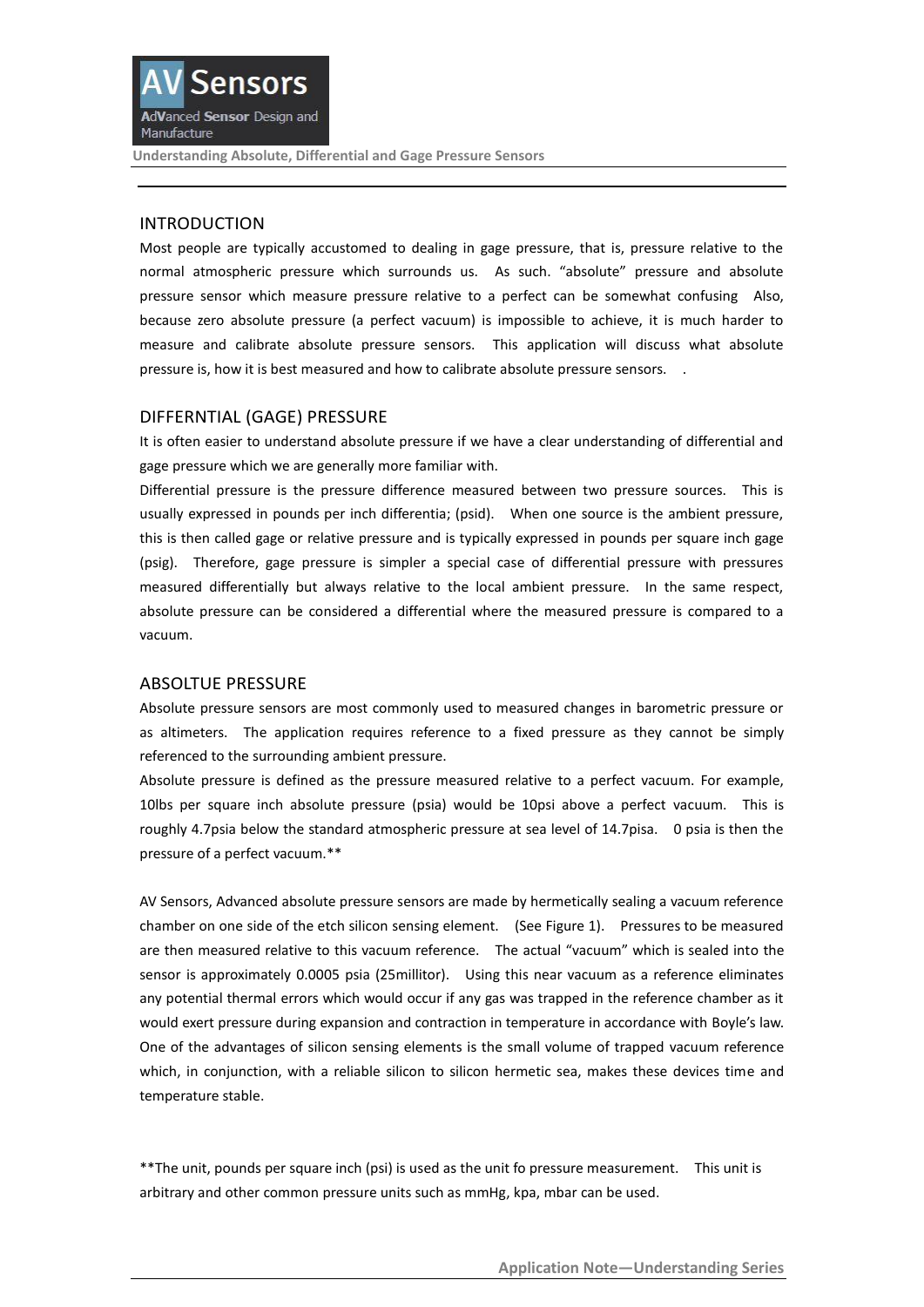# AV Sensors

AdVanced Sensor Design and Manufacture

## Understanding Absolute, Differential and Gage Pressure Sensors

## INTRODUCTION

Most people are typically accustomed to dealing in gage pressure, that is, pressure relative to the normal atmospheric pressure which surrounds us. As such. "absolute" pressure and absolute pressure sensor which measure pressure relative to a perfect can be somewhat confusing Also, because zero absolute pressure (a perfect vacuum) is impossible to achieve, it is much harder to measure and calibrate absolute pressure sensors. This application will discuss what absolute pressure is, how it is best measured and how to calibrate absolute pressure sensors. .

## DIFFERNTIAL (GAGE) PRESSURE

It is often easier to understand absolute pressure if we have a clear understanding of differential and gage pressure which we are generally more familiar with.

Differential pressure is the pressure difference measured between two pressure sources. This is usually expressed in pounds per inch differentia; (psid). When one source is the ambient pressure, this is then called gage or relative pressure and is typically expressed in pounds per square inch gage (psig). Therefore, gage pressure is simpler a special case of differential pressure with pressures measured differentially but always relative to the local ambient pressure. In the same respect, absolute pressure can be considered a differential where the measured pressure is compared to a vacuum.

## ABSOLTUE PRESSURE

Absolute pressure sensors are most commonly used to measured changes in barometric pressure or as altimeters. The application requires reference to a fixed pressure as they cannot be simply referenced to the surrounding ambient pressure.

Absolute pressure is defined as the pressure measured relative to a perfect vacuum. For example, 10lbs per square inch absolute pressure (psia) would be 10psi above a perfect vacuum. This is roughly 4.7psia below the standard atmospheric pressure at sea level of 14.7pisa. 0 psia is then the pressure of a perfect vacuum.**

AV Sensors, Advanced absolute pressure sensors are made by hermetically sealing a vacuum reference chamber on one side of the etch silicon sensing element. (See Figure 1). Pressures to be measured are then measured relative to this vacuum reference. The actual "vacuum" which is sealed into the sensor is approximately 0.0005 psia (25millitor). Using this near vacuum as a reference eliminates any potential thermal errors which would occur if any gas was trapped in the reference chamber as it would exert pressure during expansion and contraction in temperature in accordance with Boyle's law. One of the advantages of silicon sensing elements is the small volume of trapped vacuum reference which, in conjunction, with a reliable silicon to silicon hermetic sea, makes these devices time and temperature stable.

**The unit, pounds per square inch (psi) is used as the unit fo pressure measurement. This unit is arbitrary and other common pressure units such as mmHg, kpa, mbar can be used.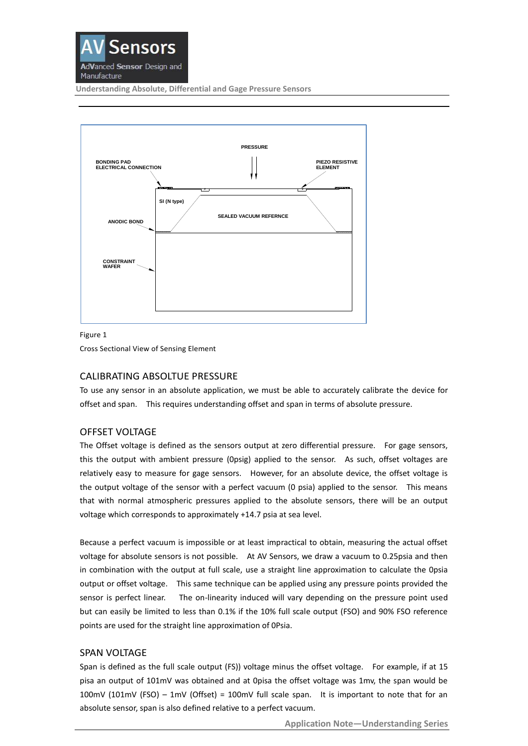Figure 1

Cross Sectional View of Sensing Element

## CALIBRATING ABSOLTUE PRESSURE

To use any sensor in an absolute application, we must be able to accurately calibrate the device for offset and span. This requires understanding offset and span in terms of absolute pressure.

## OFFSET VOLTAGE

The Offset voltage is defined as the sensors output at zero differential pressure. For gage sensors, this the output with ambient pressure (0psig) applied to the sensor. As such, offset voltages are relatively easy to measure for gage sensors. However, for an absolute device, the offset voltage is the output voltage of the sensor with a perfect vacuum (0 psia) applied to the sensor. This means that with normal atmospheric pressures applied to the absolute sensors, there will be an output voltage which corresponds to approximately +14.7 psia at sea level.

Because a perfect vacuum is impossible or at least impractical to obtain, measuring the actual offset voltage for absolute sensors is not possible. At AV Sensors, we draw a vacuum to 0.25psia and then in combination with the output at full scale, use a straight line approximation to calculate the 0psia output or offset voltage. This same technique can be applied using any pressure points provided the sensor is perfect linear. The on-linearity induced will vary depending on the pressure point used but can easily be limited to less than 0.1% if the 10% full scale output (FSO) and 90% FSO reference points are used for the straight line approximation of 0Psia.

## SPAN VOLTAGE

Span is defined as the full scale output (FS)) voltage minus the offset voltage. For example, if at 15 pisa an output of 101mV was obtained and at 0pisa the offset voltage was 1mv, the span would be 100mV (101mV (FSO) – 1mV (Offset) = 100mV full scale span. It is important to note that for an absolute sensor, span is also defined relative to a perfect vacuum.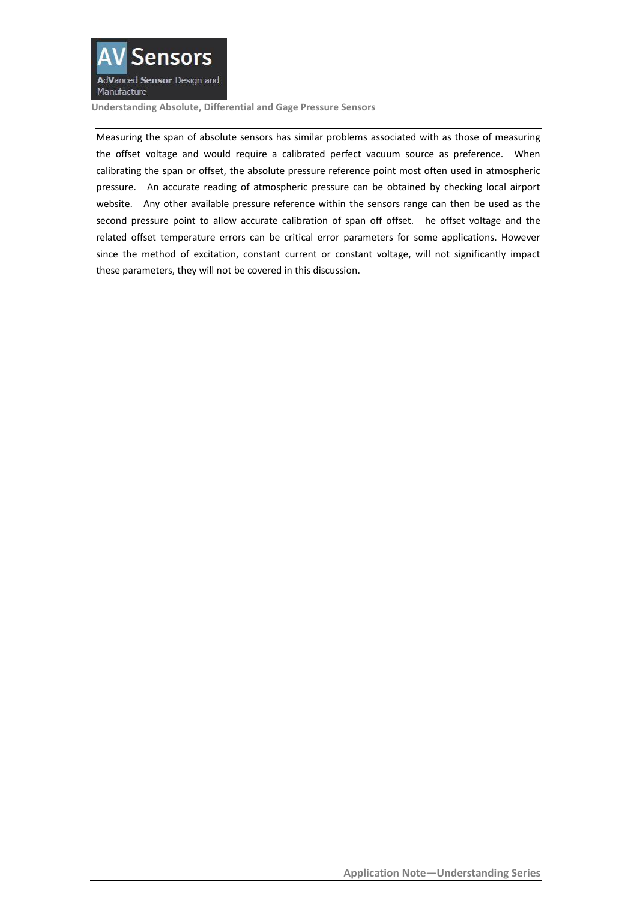Measuring the span of absolute sensors has similar problems associated with as those of measuring the offset voltage and would require a calibrated perfect vacuum source as preference. When calibrating the span or offset, the absolute pressure reference point most often used in atmospheric pressure. An accurate reading of atmospheric pressure can be obtained by checking local airport website. Any other available pressure reference within the sensors range can then be used as the second pressure point to allow accurate calibration of span off offset. he offset voltage and the related offset temperature errors can be critical error parameters for some applications. However since the method of excitation, constant current or constant voltage, will not significantly impact these parameters, they will not be covered in this discussion.